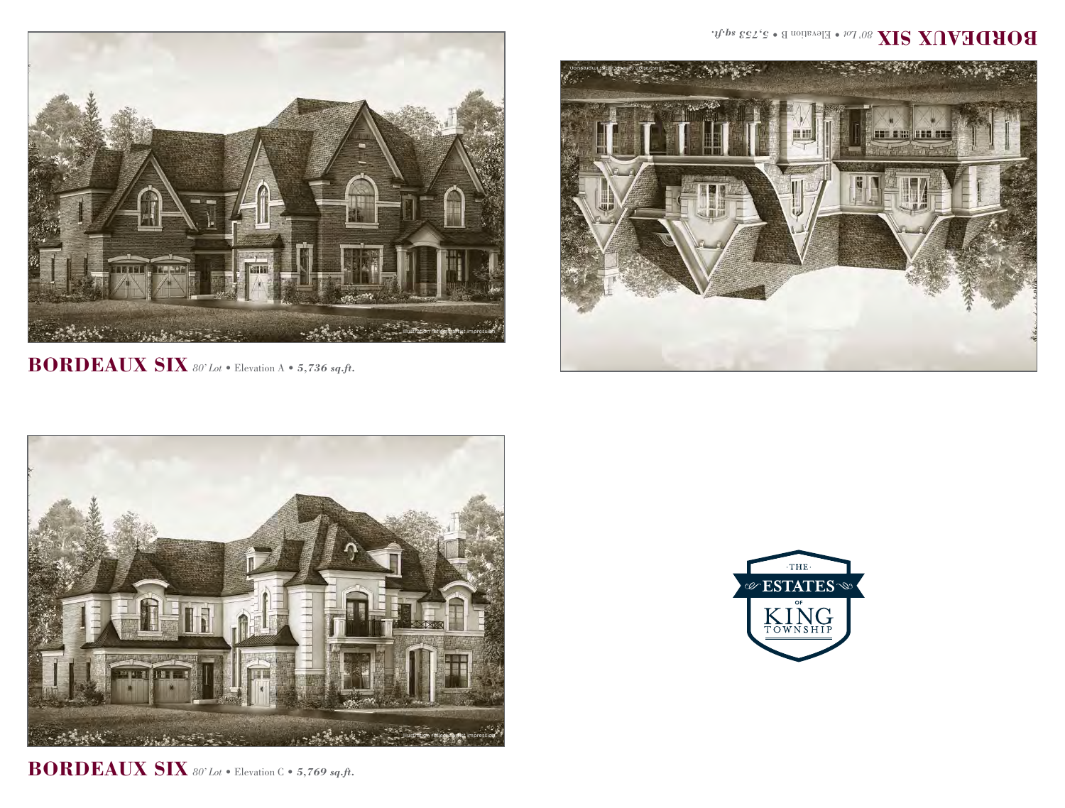**BORDEAUX SIX** *80' Lot* • Elevation A • ***5,736 sq.ft.***

**BORDEAUX SIX** *80' Lot* • Elevation B • ***5,753 sq.ft.***

**BORDEAUX SIX** *80' Lot* • Elevation C • ***5,769 sq.ft.***

·THE·
ESTATES
OF
KING
TOWNSHIP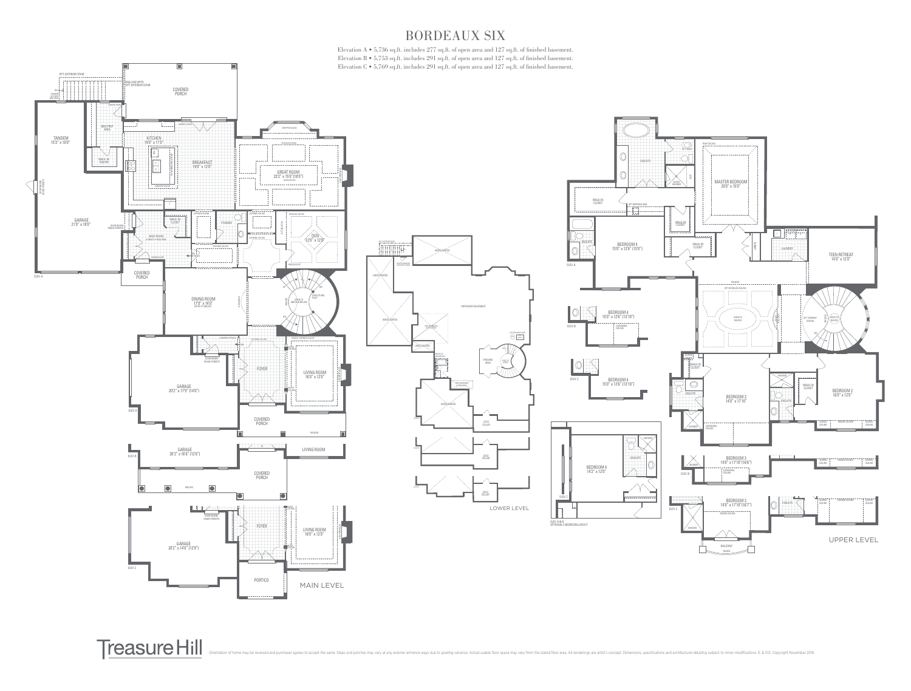# BORDEAUX SIX

Elevation A • 5,736 sq.ft. includes 277 sq.ft. of open area and 127 sq.ft. of finished basement.
Elevation B • 5,753 sq.ft. includes 291 sq.ft. of open area and 127 sq.ft. of finished basement.
Elevation C • 5,769 sq.ft. includes 291 sq.ft. of open area and 127 sq.ft. of finished basement.

COVERED PORCH
TANDEM 15'3" x 10'0"
BBQ PREP AREA
KITCHEN 19'0" x 11'0"
WALK-IN PANTRY
BREAKFAST 19'0" x 12'8"
GREAT ROOM 23'2" x 15'0" (18'0")
GARAGE 21'0" x 18'0"
WALK-IN CLOSET
MUDROOM
POWDER
DEN 12'0" x 12'0"
COVERED PORCH
DINING ROOM 17'0" x 14'0"
GARAGE 20'2" x 17'9" (14'0")
FOYER
LIVING ROOM 16'0" x 12'0"
COVERED PORCH
GARAGE 20'2" x 16'6" (12'6")
LIVING ROOM
COVERED PORCH
GARAGE 20'2" x 14'0" (12'9")
FOYER
LIVING ROOM 16'0" x 12'0"
PORTICO

MAIN LEVEL

UNEXCAVATED
UNFINISHED BASEMENT
FINISHED AREA
COLD CELLAR

LOWER LEVEL

ENSUITE
MASTER BEDROOM 20'0" x 15'0"
WALK-IN CLOSET
ENSUITE
BEDROOM 4 15'0" x 12'6" (15'0")
WALK-IN CLOSET
LAUNDRY
TEEN RETREAT 14'0" x 12'0"
BEDROOM 4 15'0" x 12'6" (13'10")
BEDROOM 4 15'0" x 12'6" (13'10")
WALK-IN CLOSET
ENSUITE
BEDROOM 3 14'0" x 17'10"
ENSUITE
WALK-IN CLOSET
BEDROOM 2 16'9" x 12'0"
BEDROOM 4 14'2" x 12'0"
ENSUITE
ELEV. A & B OPTIONAL 5 BEDROOM LAYOUT
BEDROOM 3 14'0" x 17'10" (16'6")
BEDROOM 3 14'0" x 17'10" (16'7")
ENSUITE
BALCONY

UPPER LEVEL

Treasure Hill

Orientation of home may be reversed and purchaser agrees to accept the same. Steps and porches may vary at any exterior entrance ways due to grading variance. Actual usable floor space may vary from the stated floor area. All renderings are artist's concept. Dimensions, specifications and architectural detailing subject to minor modifications. E. & O.E. Copyright November 2016